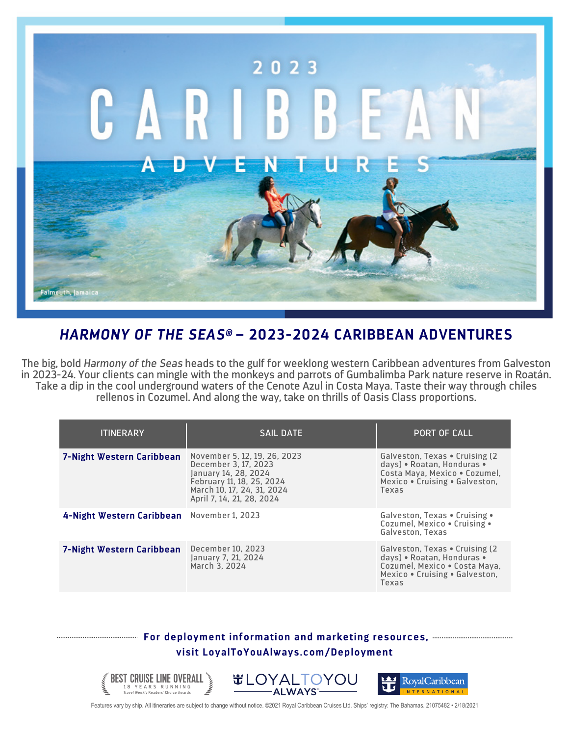2023 CARIBBEAN ADVENTURES

Falmouth, Jamaica

## *HARMONY OF THE SEAS®* – 2023-2024 CARIBBEAN ADVENTURES

The big, bold *Harmony of the Seas* heads to the gulf for weeklong western Caribbean adventures from Galveston in 2023-24. Your clients can mingle with the monkeys and parrots of Gumbalimba Park nature reserve in Roatán. Take a dip in the cool underground waters of the Cenote Azul in Costa Maya. Taste their way through chiles rellenos in Cozumel. And along the way, take on thrills of Oasis Class proportions.

| ITINERARY | SAIL DATE | PORT OF CALL |
|---|---|---|
| **7-Night Western Caribbean** | November 5, 12, 19, 26, 2023<br>December 3, 17, 2023<br>January 14, 28, 2024<br>February 11, 18, 25, 2024<br>March 10, 17, 24, 31, 2024<br>April 7, 14, 21, 28, 2024 | Galveston, Texas • Cruising (2 days) • Roatan, Honduras • Costa Maya, Mexico • Cozumel, Mexico • Cruising • Galveston, Texas |
| **4-Night Western Caribbean** | November 1, 2023 | Galveston, Texas • Cruising • Cozumel, Mexico • Cruising • Galveston, Texas |
| **7-Night Western Caribbean** | December 10, 2023<br>January 7, 21, 2024<br>March 3, 2024 | Galveston, Texas • Cruising (2 days) • Roatan, Honduras • Cozumel, Mexico • Costa Maya, Mexico • Cruising • Galveston, Texas |

**For deployment information and marketing resources, visit LoyalToYouAlways.com/Deployment**

BEST CRUISE LINE OVERALL — 18 YEARS RUNNING — Travel Weekly Readers' Choice Awards | LOYAL TO YOU ALWAYS | Royal Caribbean International

Features vary by ship. All itineraries are subject to change without notice. ©2021 Royal Caribbean Cruises Ltd. Ships' registry: The Bahamas. 21075482 • 2/18/2021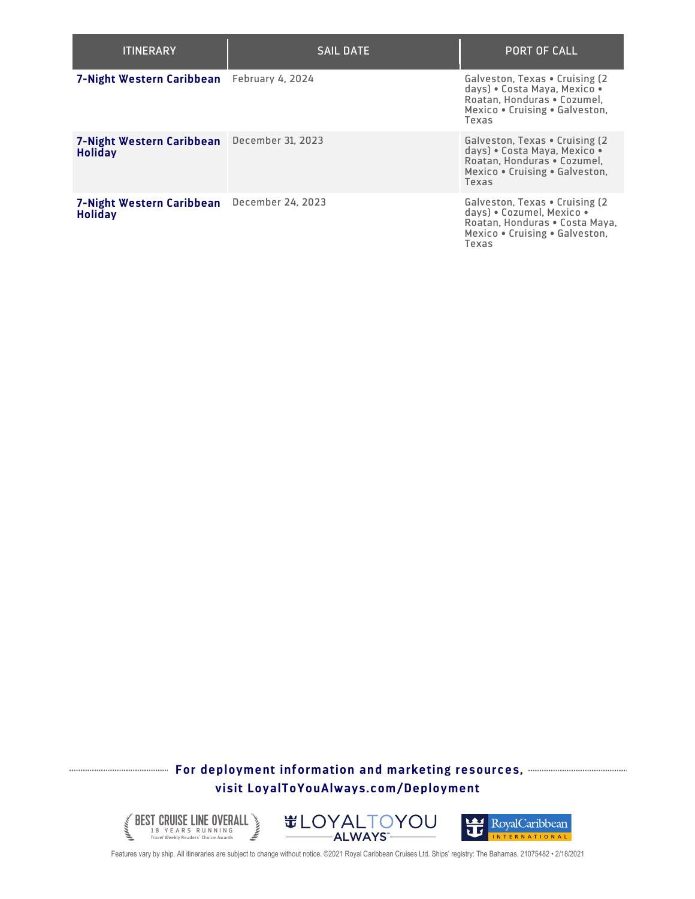| ITINERARY | SAIL DATE | PORT OF CALL |
|---|---|---|
| **7-Night Western Caribbean** | February 4, 2024 | Galveston, Texas • Cruising (2 days) • Costa Maya, Mexico • Roatan, Honduras • Cozumel, Mexico • Cruising • Galveston, Texas |
| **7-Night Western Caribbean Holiday** | December 31, 2023 | Galveston, Texas • Cruising (2 days) • Costa Maya, Mexico • Roatan, Honduras • Cozumel, Mexico • Cruising • Galveston, Texas |
| **7-Night Western Caribbean Holiday** | December 24, 2023 | Galveston, Texas • Cruising (2 days) • Cozumel, Mexico • Roatan, Honduras • Costa Maya, Mexico • Cruising • Galveston, Texas |

**For deployment information and marketing resources, visit LoyalToYouAlways.com/Deployment**

BEST CRUISE LINE OVERALL 18 YEARS RUNNING Travel Weekly Readers' Choice Awards

LOYALTOYOU ALWAYS

Royal Caribbean INTERNATIONAL

Features vary by ship. All itineraries are subject to change without notice. ©2021 Royal Caribbean Cruises Ltd. Ships' registry: The Bahamas. 21075482 • 2/18/2021